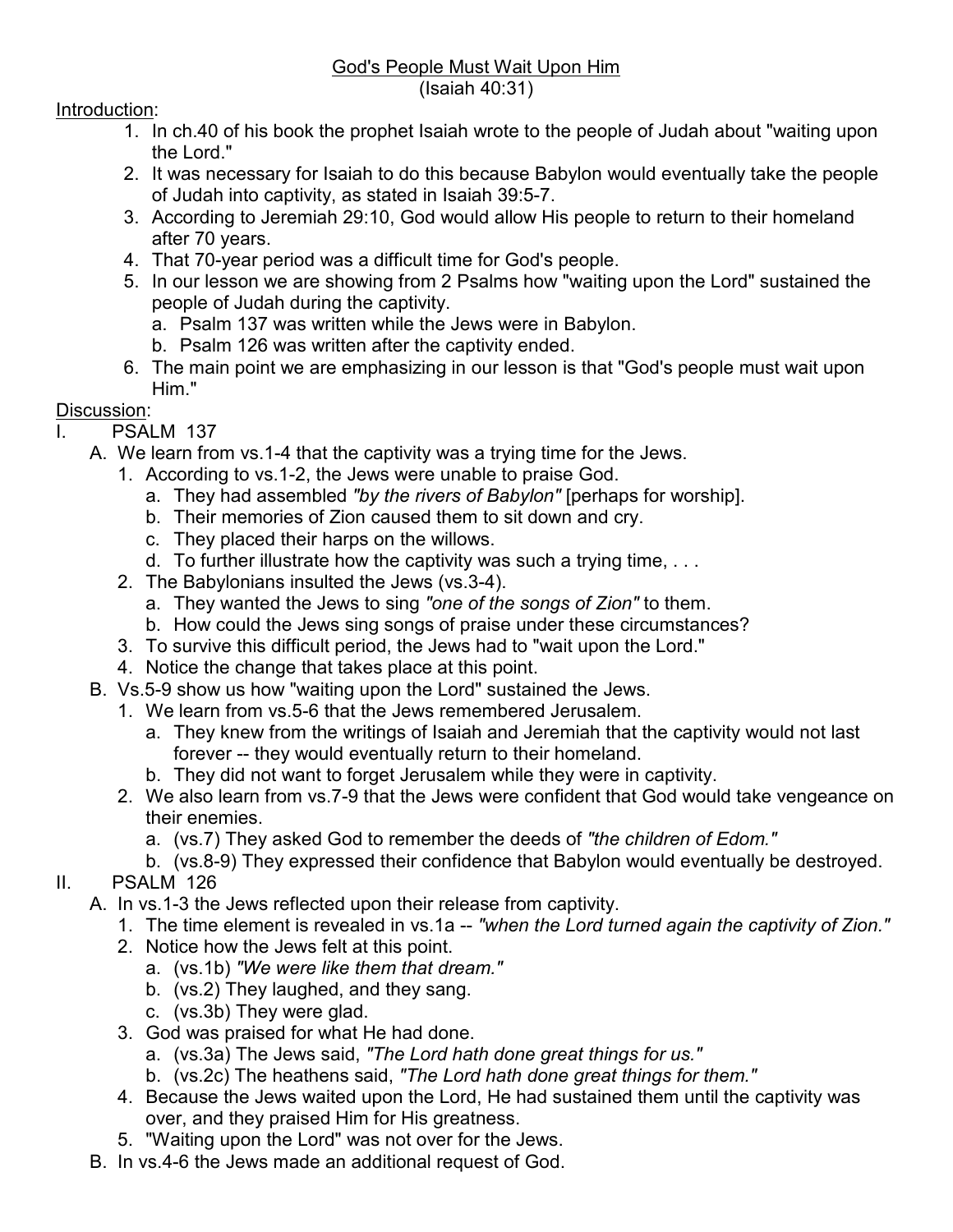<u>God's People Must Wait Upon Him</u>
(Isaiah 40:31)

<u>Introduction</u>:

1. In ch.40 of his book the prophet Isaiah wrote to the people of Judah about "waiting upon the Lord."
2. It was necessary for Isaiah to do this because Babylon would eventually take the people of Judah into captivity, as stated in Isaiah 39:5-7.
3. According to Jeremiah 29:10, God would allow His people to return to their homeland after 70 years.
4. That 70-year period was a difficult time for God's people.
5. In our lesson we are showing from 2 Psalms how "waiting upon the Lord" sustained the people of Judah during the captivity.
   a. Psalm 137 was written while the Jews were in Babylon.
   b. Psalm 126 was written after the captivity ended.
6. The main point we are emphasizing in our lesson is that "God's people must wait upon Him."

<u>Discussion</u>:

I. PSALM 137
   A. We learn from vs.1-4 that the captivity was a trying time for the Jews.
      1. According to vs.1-2, the Jews were unable to praise God.
         a. They had assembled *"by the rivers of Babylon"* [perhaps for worship].
         b. Their memories of Zion caused them to sit down and cry.
         c. They placed their harps on the willows.
         d. To further illustrate how the captivity was such a trying time, . . .
      2. The Babylonians insulted the Jews (vs.3-4).
         a. They wanted the Jews to sing *"one of the songs of Zion"* to them.
         b. How could the Jews sing songs of praise under these circumstances?
      3. To survive this difficult period, the Jews had to "wait upon the Lord."
      4. Notice the change that takes place at this point.
   B. Vs.5-9 show us how "waiting upon the Lord" sustained the Jews.
      1. We learn from vs.5-6 that the Jews remembered Jerusalem.
         a. They knew from the writings of Isaiah and Jeremiah that the captivity would not last forever -- they would eventually return to their homeland.
         b. They did not want to forget Jerusalem while they were in captivity.
      2. We also learn from vs.7-9 that the Jews were confident that God would take vengeance on their enemies.
         a. (vs.7) They asked God to remember the deeds of *"the children of Edom."*
         b. (vs.8-9) They expressed their confidence that Babylon would eventually be destroyed.

II. PSALM 126
   A. In vs.1-3 the Jews reflected upon their release from captivity.
      1. The time element is revealed in vs.1a -- *"when the Lord turned again the captivity of Zion."*
      2. Notice how the Jews felt at this point.
         a. (vs.1b) *"We were like them that dream."*
         b. (vs.2) They laughed, and they sang.
         c. (vs.3b) They were glad.
      3. God was praised for what He had done.
         a. (vs.3a) The Jews said, *"The Lord hath done great things for us."*
         b. (vs.2c) The heathens said, *"The Lord hath done great things for them."*
      4. Because the Jews waited upon the Lord, He had sustained them until the captivity was over, and they praised Him for His greatness.
      5. "Waiting upon the Lord" was not over for the Jews.
   B. In vs.4-6 the Jews made an additional request of God.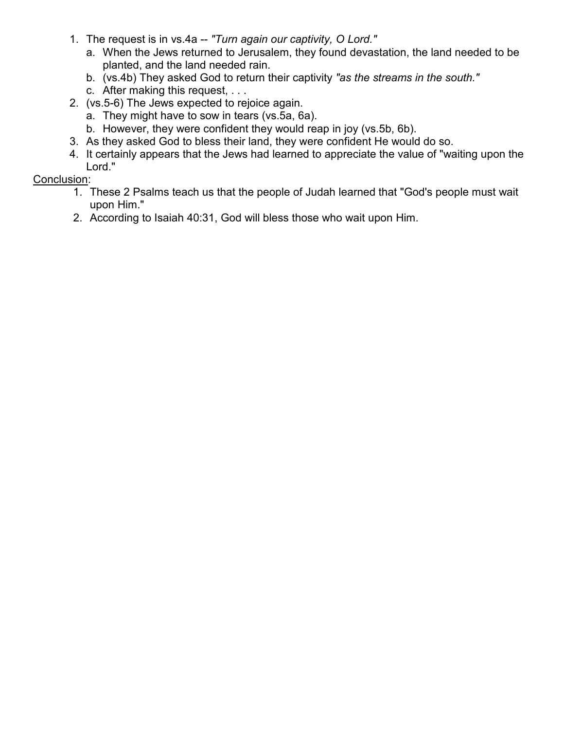1. The request is in vs.4a -- *"Turn again our captivity, O Lord."*
   a. When the Jews returned to Jerusalem, they found devastation, the land needed to be planted, and the land needed rain.
   b. (vs.4b) They asked God to return their captivity *"as the streams in the south."*
   c. After making this request, . . .
2. (vs.5-6) The Jews expected to rejoice again.
   a. They might have to sow in tears (vs.5a, 6a).
   b. However, they were confident they would reap in joy (vs.5b, 6b).
3. As they asked God to bless their land, they were confident He would do so.
4. It certainly appears that the Jews had learned to appreciate the value of "waiting upon the Lord."

<u>Conclusion</u>:

1. These 2 Psalms teach us that the people of Judah learned that "God's people must wait upon Him."
2. According to Isaiah 40:31, God will bless those who wait upon Him.